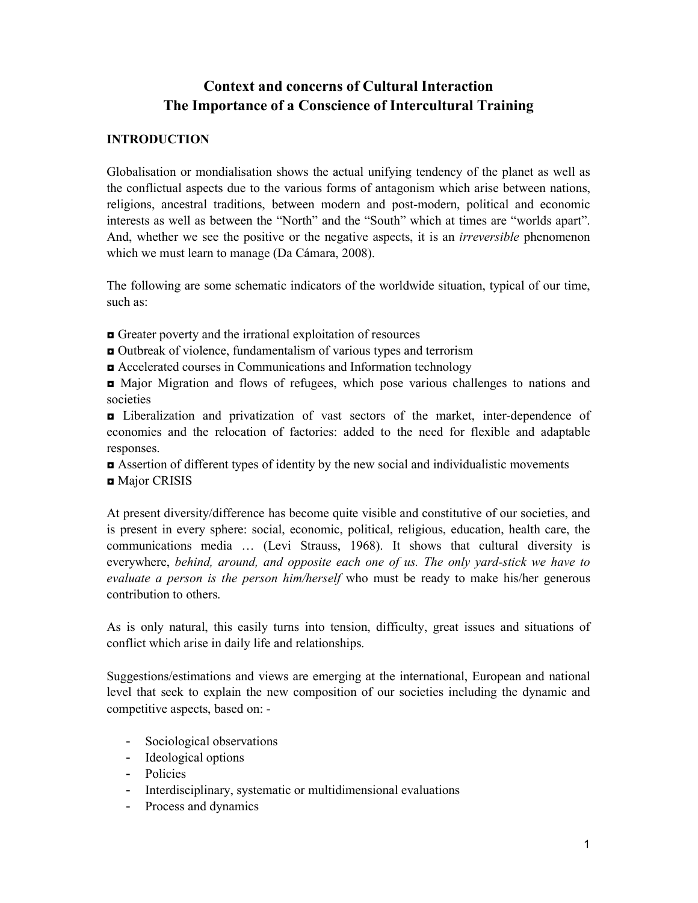# Context and concerns of Cultural Interaction
# The Importance of a Conscience of Intercultural Training

## INTRODUCTION

Globalisation or mondialisation shows the actual unifying tendency of the planet as well as the conflictual aspects due to the various forms of antagonism which arise between nations, religions, ancestral traditions, between modern and post-modern, political and economic interests as well as between the "North" and the "South" which at times are "worlds apart". And, whether we see the positive or the negative aspects, it is an *irreversible* phenomenon which we must learn to manage (Da Cámara, 2008).

The following are some schematic indicators of the worldwide situation, typical of our time, such as:

- Greater poverty and the irrational exploitation of resources
- Outbreak of violence, fundamentalism of various types and terrorism
- Accelerated courses in Communications and Information technology
- Major Migration and flows of refugees, which pose various challenges to nations and societies
- Liberalization and privatization of vast sectors of the market, inter-dependence of economies and the relocation of factories: added to the need for flexible and adaptable responses.
- Assertion of different types of identity by the new social and individualistic movements
- Major CRISIS

At present diversity/difference has become quite visible and constitutive of our societies, and is present in every sphere: social, economic, political, religious, education, health care, the communications media … (Levi Strauss, 1968). It shows that cultural diversity is everywhere, *behind, around, and opposite each one of us. The only yard-stick we have to evaluate a person is the person him/herself* who must be ready to make his/her generous contribution to others.

As is only natural, this easily turns into tension, difficulty, great issues and situations of conflict which arise in daily life and relationships.

Suggestions/estimations and views are emerging at the international, European and national level that seek to explain the new composition of our societies including the dynamic and competitive aspects, based on: -

- Sociological observations
- Ideological options
- Policies
- Interdisciplinary, systematic or multidimensional evaluations
- Process and dynamics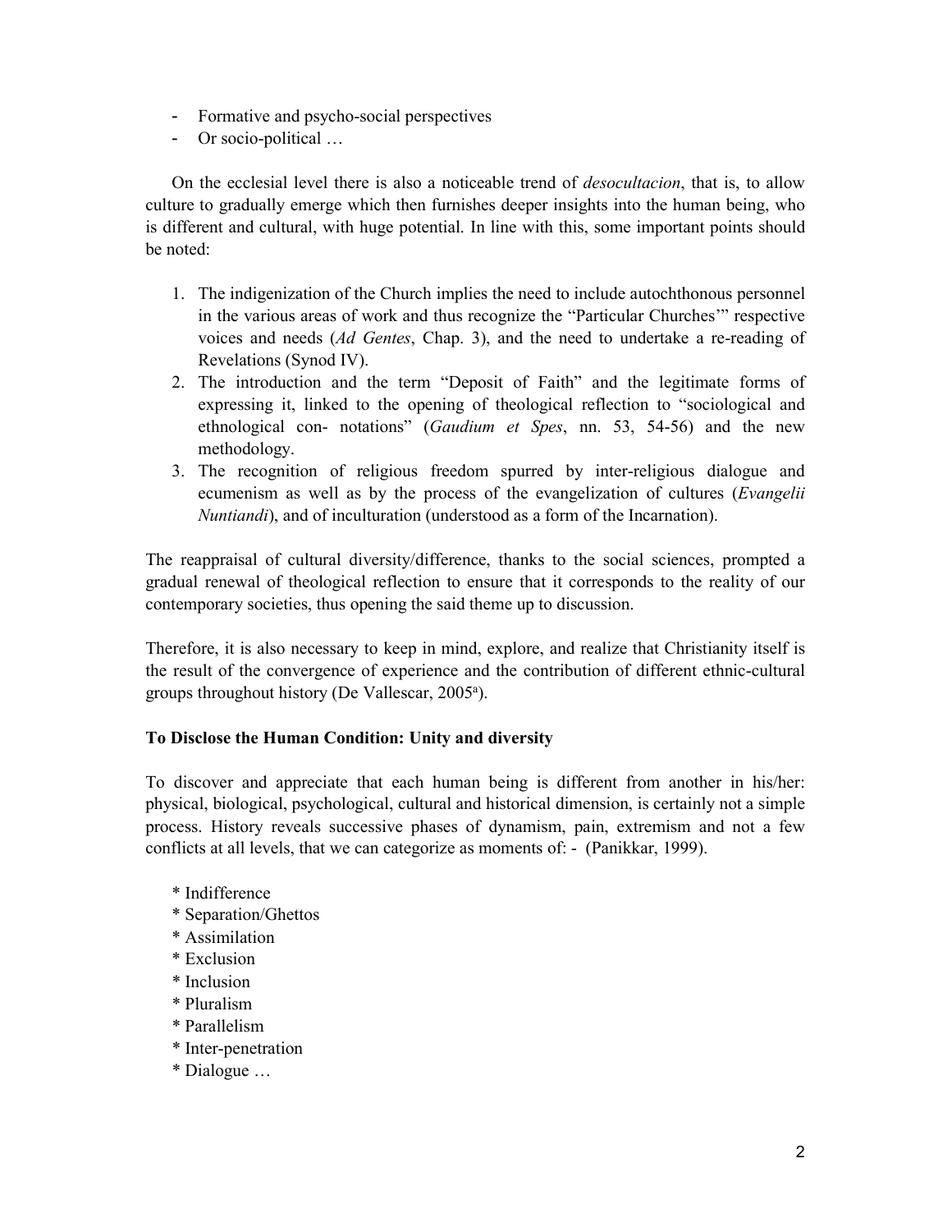- Formative and psycho-social perspectives
- Or socio-political …

On the ecclesial level there is also a noticeable trend of *desocultacion*, that is, to allow culture to gradually emerge which then furnishes deeper insights into the human being, who is different and cultural, with huge potential. In line with this, some important points should be noted:

1. The indigenization of the Church implies the need to include autochthonous personnel in the various areas of work and thus recognize the "Particular Churches'" respective voices and needs (*Ad Gentes*, Chap. 3), and the need to undertake a re-reading of Revelations (Synod IV).
2. The introduction and the term "Deposit of Faith" and the legitimate forms of expressing it, linked to the opening of theological reflection to "sociological and ethnological con- notations" (*Gaudium et Spes*, nn. 53, 54-56) and the new methodology.
3. The recognition of religious freedom spurred by inter-religious dialogue and ecumenism as well as by the process of the evangelization of cultures (*Evangelii Nuntiandi*), and of inculturation (understood as a form of the Incarnation).

The reappraisal of cultural diversity/difference, thanks to the social sciences, prompted a gradual renewal of theological reflection to ensure that it corresponds to the reality of our contemporary societies, thus opening the said theme up to discussion.

Therefore, it is also necessary to keep in mind, explore, and realize that Christianity itself is the result of the convergence of experience and the contribution of different ethnic-cultural groups throughout history (De Vallescar, 2005[a]).

**To Disclose the Human Condition: Unity and diversity**

To discover and appreciate that each human being is different from another in his/her: physical, biological, psychological, cultural and historical dimension, is certainly not a simple process. History reveals successive phases of dynamism, pain, extremism and not a few conflicts at all levels, that we can categorize as moments of: - (Panikkar, 1999).

* Indifference
* Separation/Ghettos
* Assimilation
* Exclusion
* Inclusion
* Pluralism
* Parallelism
* Inter-penetration
* Dialogue …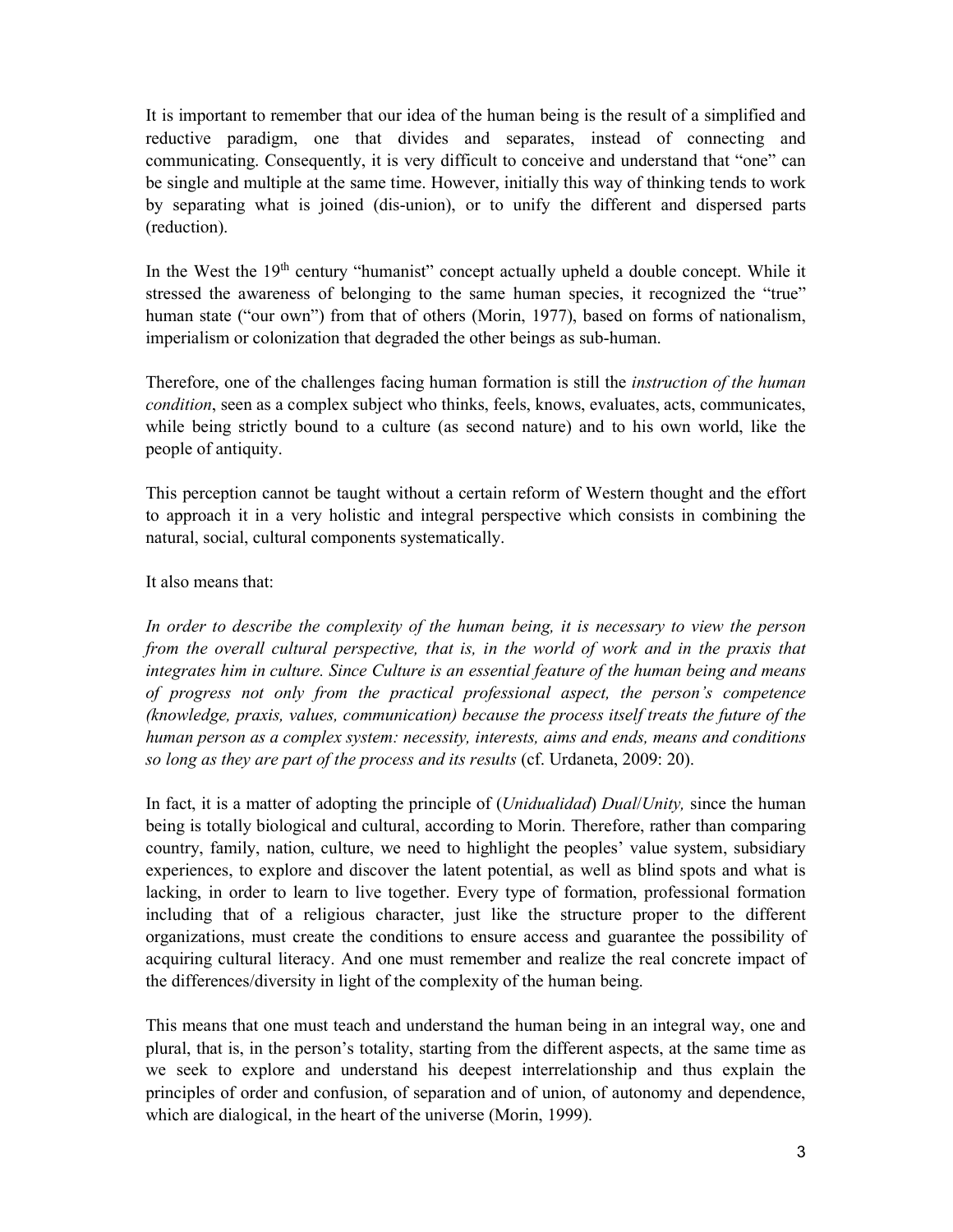It is important to remember that our idea of the human being is the result of a simplified and reductive paradigm, one that divides and separates, instead of connecting and communicating. Consequently, it is very difficult to conceive and understand that "one" can be single and multiple at the same time. However, initially this way of thinking tends to work by separating what is joined (dis-union), or to unify the different and dispersed parts (reduction).

In the West the 19th century "humanist" concept actually upheld a double concept. While it stressed the awareness of belonging to the same human species, it recognized the "true" human state ("our own") from that of others (Morin, 1977), based on forms of nationalism, imperialism or colonization that degraded the other beings as sub-human.

Therefore, one of the challenges facing human formation is still the *instruction of the human condition*, seen as a complex subject who thinks, feels, knows, evaluates, acts, communicates, while being strictly bound to a culture (as second nature) and to his own world, like the people of antiquity.

This perception cannot be taught without a certain reform of Western thought and the effort to approach it in a very holistic and integral perspective which consists in combining the natural, social, cultural components systematically.

It also means that:

*In order to describe the complexity of the human being, it is necessary to view the person from the overall cultural perspective, that is, in the world of work and in the praxis that integrates him in culture. Since Culture is an essential feature of the human being and means of progress not only from the practical professional aspect, the person's competence (knowledge, praxis, values, communication) because the process itself treats the future of the human person as a complex system: necessity, interests, aims and ends, means and conditions so long as they are part of the process and its results* (cf. Urdaneta, 2009: 20).

In fact, it is a matter of adopting the principle of (*Unidualidad*) *Dual/Unity,* since the human being is totally biological and cultural, according to Morin. Therefore, rather than comparing country, family, nation, culture, we need to highlight the peoples' value system, subsidiary experiences, to explore and discover the latent potential, as well as blind spots and what is lacking, in order to learn to live together. Every type of formation, professional formation including that of a religious character, just like the structure proper to the different organizations, must create the conditions to ensure access and guarantee the possibility of acquiring cultural literacy. And one must remember and realize the real concrete impact of the differences/diversity in light of the complexity of the human being.

This means that one must teach and understand the human being in an integral way, one and plural, that is, in the person's totality, starting from the different aspects, at the same time as we seek to explore and understand his deepest interrelationship and thus explain the principles of order and confusion, of separation and of union, of autonomy and dependence, which are dialogical, in the heart of the universe (Morin, 1999).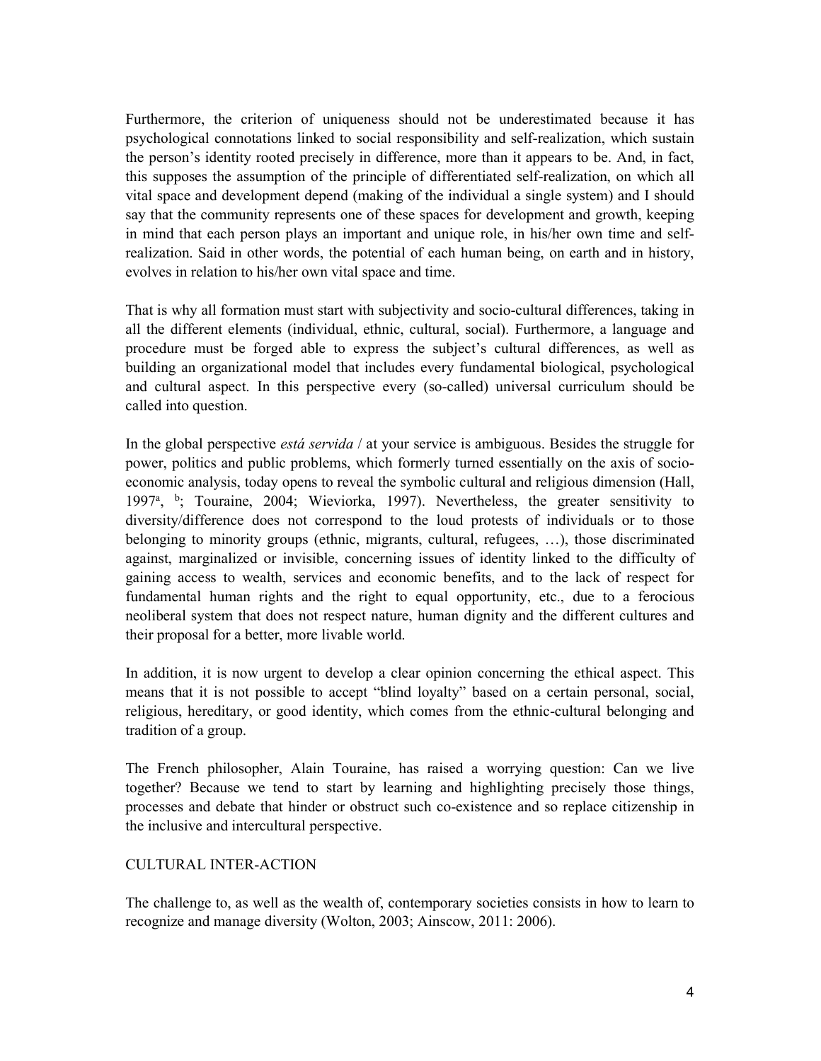Furthermore, the criterion of uniqueness should not be underestimated because it has psychological connotations linked to social responsibility and self-realization, which sustain the person's identity rooted precisely in difference, more than it appears to be. And, in fact, this supposes the assumption of the principle of differentiated self-realization, on which all vital space and development depend (making of the individual a single system) and I should say that the community represents one of these spaces for development and growth, keeping in mind that each person plays an important and unique role, in his/her own time and self-realization. Said in other words, the potential of each human being, on earth and in history, evolves in relation to his/her own vital space and time.

That is why all formation must start with subjectivity and socio-cultural differences, taking in all the different elements (individual, ethnic, cultural, social). Furthermore, a language and procedure must be forged able to express the subject's cultural differences, as well as building an organizational model that includes every fundamental biological, psychological and cultural aspect. In this perspective every (so-called) universal curriculum should be called into question.

In the global perspective *está servida* / at your service is ambiguous. Besides the struggle for power, politics and public problems, which formerly turned essentially on the axis of socio-economic analysis, today opens to reveal the symbolic cultural and religious dimension (Hall, 1997[a], [b]; Touraine, 2004; Wieviorka, 1997). Nevertheless, the greater sensitivity to diversity/difference does not correspond to the loud protests of individuals or to those belonging to minority groups (ethnic, migrants, cultural, refugees, …), those discriminated against, marginalized or invisible, concerning issues of identity linked to the difficulty of gaining access to wealth, services and economic benefits, and to the lack of respect for fundamental human rights and the right to equal opportunity, etc., due to a ferocious neoliberal system that does not respect nature, human dignity and the different cultures and their proposal for a better, more livable world.

In addition, it is now urgent to develop a clear opinion concerning the ethical aspect. This means that it is not possible to accept "blind loyalty" based on a certain personal, social, religious, hereditary, or good identity, which comes from the ethnic-cultural belonging and tradition of a group.

The French philosopher, Alain Touraine, has raised a worrying question: Can we live together? Because we tend to start by learning and highlighting precisely those things, processes and debate that hinder or obstruct such co-existence and so replace citizenship in the inclusive and intercultural perspective.

## CULTURAL INTER-ACTION

The challenge to, as well as the wealth of, contemporary societies consists in how to learn to recognize and manage diversity (Wolton, 2003; Ainscow, 2011: 2006).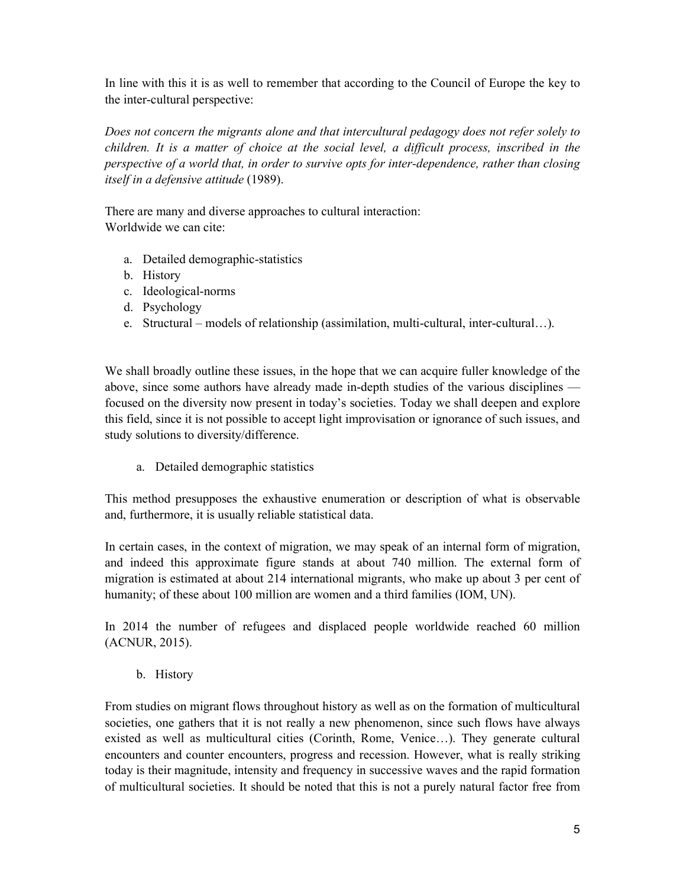In line with this it is as well to remember that according to the Council of Europe the key to the inter-cultural perspective:

*Does not concern the migrants alone and that intercultural pedagogy does not refer solely to children. It is a matter of choice at the social level, a difficult process, inscribed in the perspective of a world that, in order to survive opts for inter-dependence, rather than closing itself in a defensive attitude* (1989).

There are many and diverse approaches to cultural interaction:
Worldwide we can cite:

a. Detailed demographic-statistics
b. History
c. Ideological-norms
d. Psychology
e. Structural – models of relationship (assimilation, multi-cultural, inter-cultural…).

We shall broadly outline these issues, in the hope that we can acquire fuller knowledge of the above, since some authors have already made in-depth studies of the various disciplines — focused on the diversity now present in today's societies. Today we shall deepen and explore this field, since it is not possible to accept light improvisation or ignorance of such issues, and study solutions to diversity/difference.

a. Detailed demographic statistics

This method presupposes the exhaustive enumeration or description of what is observable and, furthermore, it is usually reliable statistical data.

In certain cases, in the context of migration, we may speak of an internal form of migration, and indeed this approximate figure stands at about 740 million. The external form of migration is estimated at about 214 international migrants, who make up about 3 per cent of humanity; of these about 100 million are women and a third families (IOM, UN).

In 2014 the number of refugees and displaced people worldwide reached 60 million (ACNUR, 2015).

b. History

From studies on migrant flows throughout history as well as on the formation of multicultural societies, one gathers that it is not really a new phenomenon, since such flows have always existed as well as multicultural cities (Corinth, Rome, Venice…). They generate cultural encounters and counter encounters, progress and recession. However, what is really striking today is their magnitude, intensity and frequency in successive waves and the rapid formation of multicultural societies. It should be noted that this is not a purely natural factor free from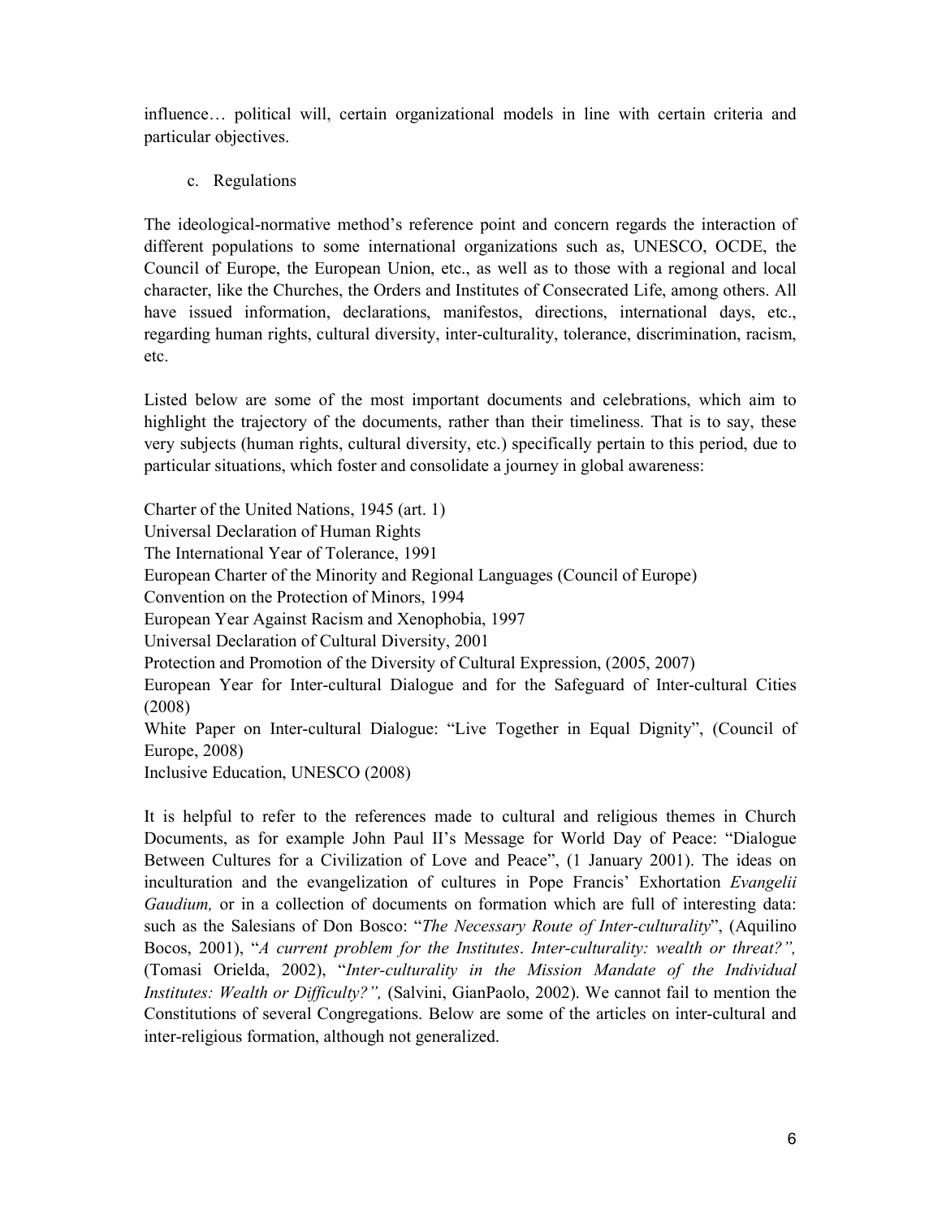influence… political will, certain organizational models in line with certain criteria and particular objectives.

c. Regulations

The ideological-normative method's reference point and concern regards the interaction of different populations to some international organizations such as, UNESCO, OCDE, the Council of Europe, the European Union, etc., as well as to those with a regional and local character, like the Churches, the Orders and Institutes of Consecrated Life, among others. All have issued information, declarations, manifestos, directions, international days, etc., regarding human rights, cultural diversity, inter-culturality, tolerance, discrimination, racism, etc.

Listed below are some of the most important documents and celebrations, which aim to highlight the trajectory of the documents, rather than their timeliness. That is to say, these very subjects (human rights, cultural diversity, etc.) specifically pertain to this period, due to particular situations, which foster and consolidate a journey in global awareness:

Charter of the United Nations, 1945 (art. 1)
Universal Declaration of Human Rights
The International Year of Tolerance, 1991
European Charter of the Minority and Regional Languages (Council of Europe)
Convention on the Protection of Minors, 1994
European Year Against Racism and Xenophobia, 1997
Universal Declaration of Cultural Diversity, 2001
Protection and Promotion of the Diversity of Cultural Expression, (2005, 2007)
European Year for Inter-cultural Dialogue and for the Safeguard of Inter-cultural Cities (2008)
White Paper on Inter-cultural Dialogue: "Live Together in Equal Dignity", (Council of Europe, 2008)
Inclusive Education, UNESCO (2008)

It is helpful to refer to the references made to cultural and religious themes in Church Documents, as for example John Paul II's Message for World Day of Peace: "Dialogue Between Cultures for a Civilization of Love and Peace", (1 January 2001). The ideas on inculturation and the evangelization of cultures in Pope Francis' Exhortation *Evangelii Gaudium,* or in a collection of documents on formation which are full of interesting data: such as the Salesians of Don Bosco: "*The Necessary Route of Inter-culturality*", (Aquilino Bocos, 2001), "*A current problem for the Institutes*. *Inter-culturality: wealth or threat?",* (Tomasi Orielda, 2002), "*Inter-culturality in the Mission Mandate of the Individual Institutes: Wealth or Difficulty?",* (Salvini, GianPaolo, 2002). We cannot fail to mention the Constitutions of several Congregations. Below are some of the articles on inter-cultural and inter-religious formation, although not generalized.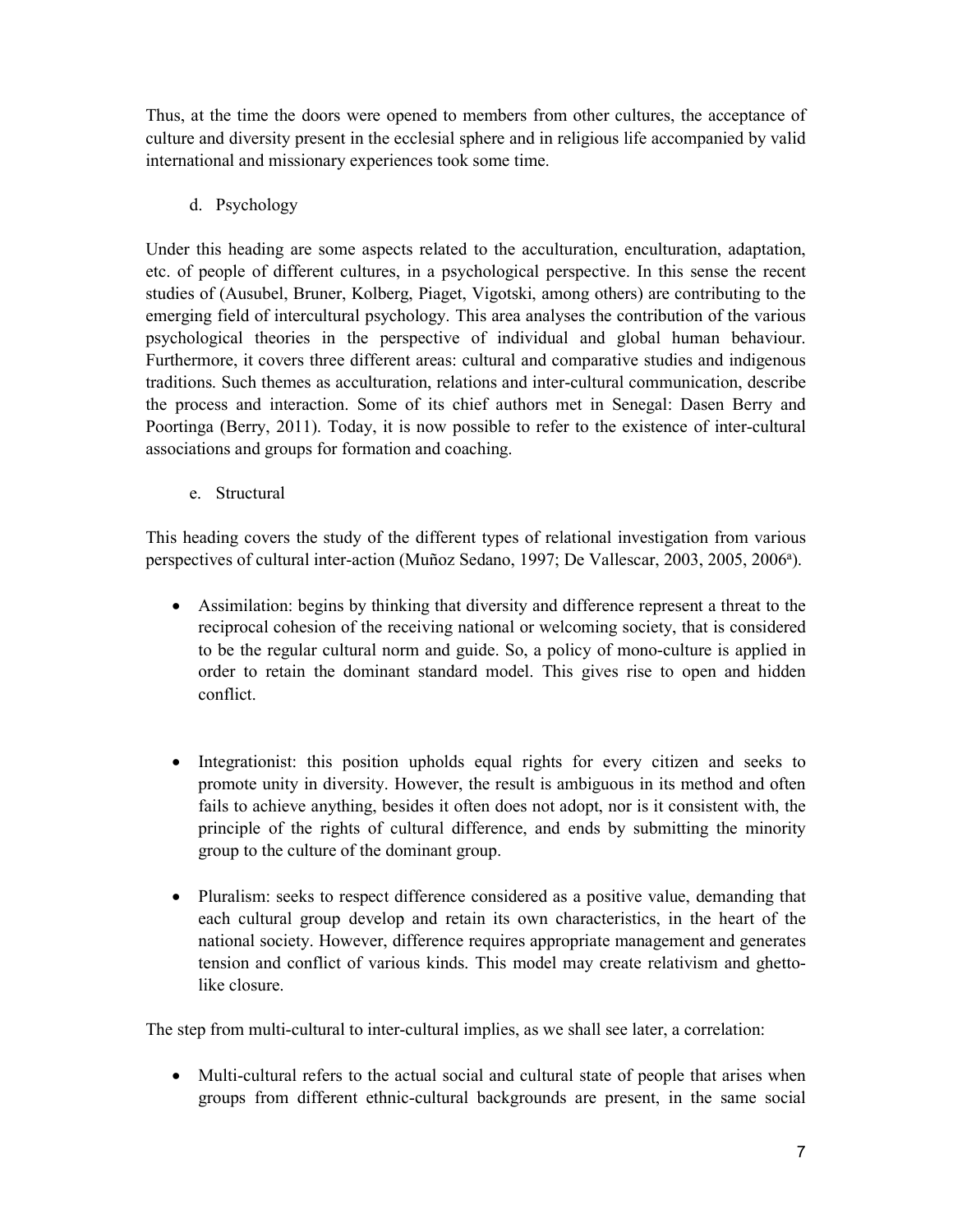Thus, at the time the doors were opened to members from other cultures, the acceptance of culture and diversity present in the ecclesial sphere and in religious life accompanied by valid international and missionary experiences took some time.

d. Psychology

Under this heading are some aspects related to the acculturation, enculturation, adaptation, etc. of people of different cultures, in a psychological perspective. In this sense the recent studies of (Ausubel, Bruner, Kolberg, Piaget, Vigotski, among others) are contributing to the emerging field of intercultural psychology. This area analyses the contribution of the various psychological theories in the perspective of individual and global human behaviour. Furthermore, it covers three different areas: cultural and comparative studies and indigenous traditions. Such themes as acculturation, relations and inter-cultural communication, describe the process and interaction. Some of its chief authors met in Senegal: Dasen Berry and Poortinga (Berry, 2011). Today, it is now possible to refer to the existence of inter-cultural associations and groups for formation and coaching.

e. Structural

This heading covers the study of the different types of relational investigation from various perspectives of cultural inter-action (Muñoz Sedano, 1997; De Vallescar, 2003, 2005, 2006[a]).

- Assimilation: begins by thinking that diversity and difference represent a threat to the reciprocal cohesion of the receiving national or welcoming society, that is considered to be the regular cultural norm and guide. So, a policy of mono-culture is applied in order to retain the dominant standard model. This gives rise to open and hidden conflict.

- Integrationist: this position upholds equal rights for every citizen and seeks to promote unity in diversity. However, the result is ambiguous in its method and often fails to achieve anything, besides it often does not adopt, nor is it consistent with, the principle of the rights of cultural difference, and ends by submitting the minority group to the culture of the dominant group.

- Pluralism: seeks to respect difference considered as a positive value, demanding that each cultural group develop and retain its own characteristics, in the heart of the national society. However, difference requires appropriate management and generates tension and conflict of various kinds. This model may create relativism and ghetto-like closure.

The step from multi-cultural to inter-cultural implies, as we shall see later, a correlation:

- Multi-cultural refers to the actual social and cultural state of people that arises when groups from different ethnic-cultural backgrounds are present, in the same social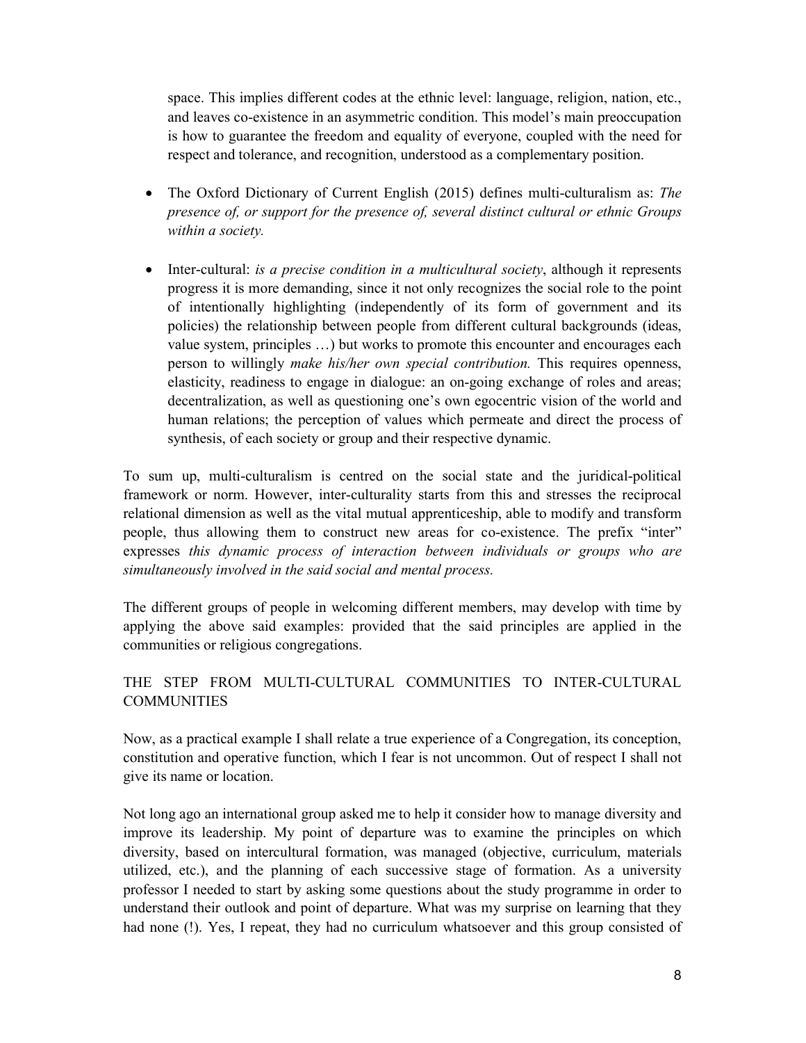space. This implies different codes at the ethnic level: language, religion, nation, etc., and leaves co-existence in an asymmetric condition. This model's main preoccupation is how to guarantee the freedom and equality of everyone, coupled with the need for respect and tolerance, and recognition, understood as a complementary position.

- The Oxford Dictionary of Current English (2015) defines multi-culturalism as: *The presence of, or support for the presence of, several distinct cultural or ethnic Groups within a society.*

- Inter-cultural: *is a precise condition in a multicultural society*, although it represents progress it is more demanding, since it not only recognizes the social role to the point of intentionally highlighting (independently of its form of government and its policies) the relationship between people from different cultural backgrounds (ideas, value system, principles …) but works to promote this encounter and encourages each person to willingly *make his/her own special contribution.* This requires openness, elasticity, readiness to engage in dialogue: an on-going exchange of roles and areas; decentralization, as well as questioning one's own egocentric vision of the world and human relations; the perception of values which permeate and direct the process of synthesis, of each society or group and their respective dynamic.

To sum up, multi-culturalism is centred on the social state and the juridical-political framework or norm. However, inter-culturality starts from this and stresses the reciprocal relational dimension as well as the vital mutual apprenticeship, able to modify and transform people, thus allowing them to construct new areas for co-existence. The prefix "inter" expresses *this dynamic process of interaction between individuals or groups who are simultaneously involved in the said social and mental process.*

The different groups of people in welcoming different members, may develop with time by applying the above said examples: provided that the said principles are applied in the communities or religious congregations.

## THE STEP FROM MULTI-CULTURAL COMMUNITIES TO INTER-CULTURAL COMMUNITIES

Now, as a practical example I shall relate a true experience of a Congregation, its conception, constitution and operative function, which I fear is not uncommon. Out of respect I shall not give its name or location.

Not long ago an international group asked me to help it consider how to manage diversity and improve its leadership. My point of departure was to examine the principles on which diversity, based on intercultural formation, was managed (objective, curriculum, materials utilized, etc.), and the planning of each successive stage of formation. As a university professor I needed to start by asking some questions about the study programme in order to understand their outlook and point of departure. What was my surprise on learning that they had none (!). Yes, I repeat, they had no curriculum whatsoever and this group consisted of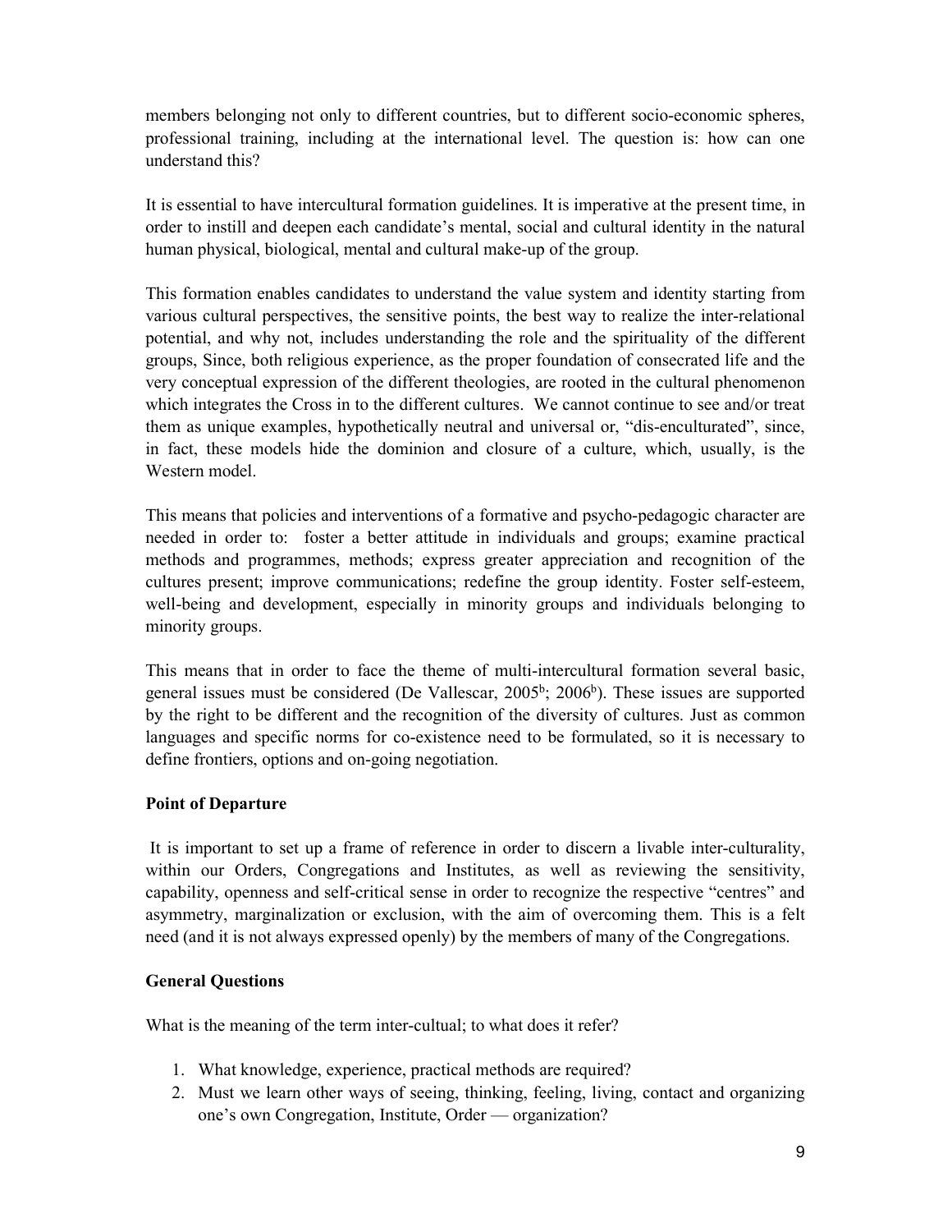members belonging not only to different countries, but to different socio-economic spheres, professional training, including at the international level. The question is: how can one understand this?

It is essential to have intercultural formation guidelines. It is imperative at the present time, in order to instill and deepen each candidate's mental, social and cultural identity in the natural human physical, biological, mental and cultural make-up of the group.

This formation enables candidates to understand the value system and identity starting from various cultural perspectives, the sensitive points, the best way to realize the inter-relational potential, and why not, includes understanding the role and the spirituality of the different groups, Since, both religious experience, as the proper foundation of consecrated life and the very conceptual expression of the different theologies, are rooted in the cultural phenomenon which integrates the Cross in to the different cultures. We cannot continue to see and/or treat them as unique examples, hypothetically neutral and universal or, "dis-enculturated", since, in fact, these models hide the dominion and closure of a culture, which, usually, is the Western model.

This means that policies and interventions of a formative and psycho-pedagogic character are needed in order to: foster a better attitude in individuals and groups; examine practical methods and programmes, methods; express greater appreciation and recognition of the cultures present; improve communications; redefine the group identity. Foster self-esteem, well-being and development, especially in minority groups and individuals belonging to minority groups.

This means that in order to face the theme of multi-intercultural formation several basic, general issues must be considered (De Vallescar, 2005[b]; 2006[b]). These issues are supported by the right to be different and the recognition of the diversity of cultures. Just as common languages and specific norms for co-existence need to be formulated, so it is necessary to define frontiers, options and on-going negotiation.

### Point of Departure

It is important to set up a frame of reference in order to discern a livable inter-culturality, within our Orders, Congregations and Institutes, as well as reviewing the sensitivity, capability, openness and self-critical sense in order to recognize the respective "centres" and asymmetry, marginalization or exclusion, with the aim of overcoming them. This is a felt need (and it is not always expressed openly) by the members of many of the Congregations.

### General Questions

What is the meaning of the term inter-cultural; to what does it refer?

1. What knowledge, experience, practical methods are required?
2. Must we learn other ways of seeing, thinking, feeling, living, contact and organizing one's own Congregation, Institute, Order — organization?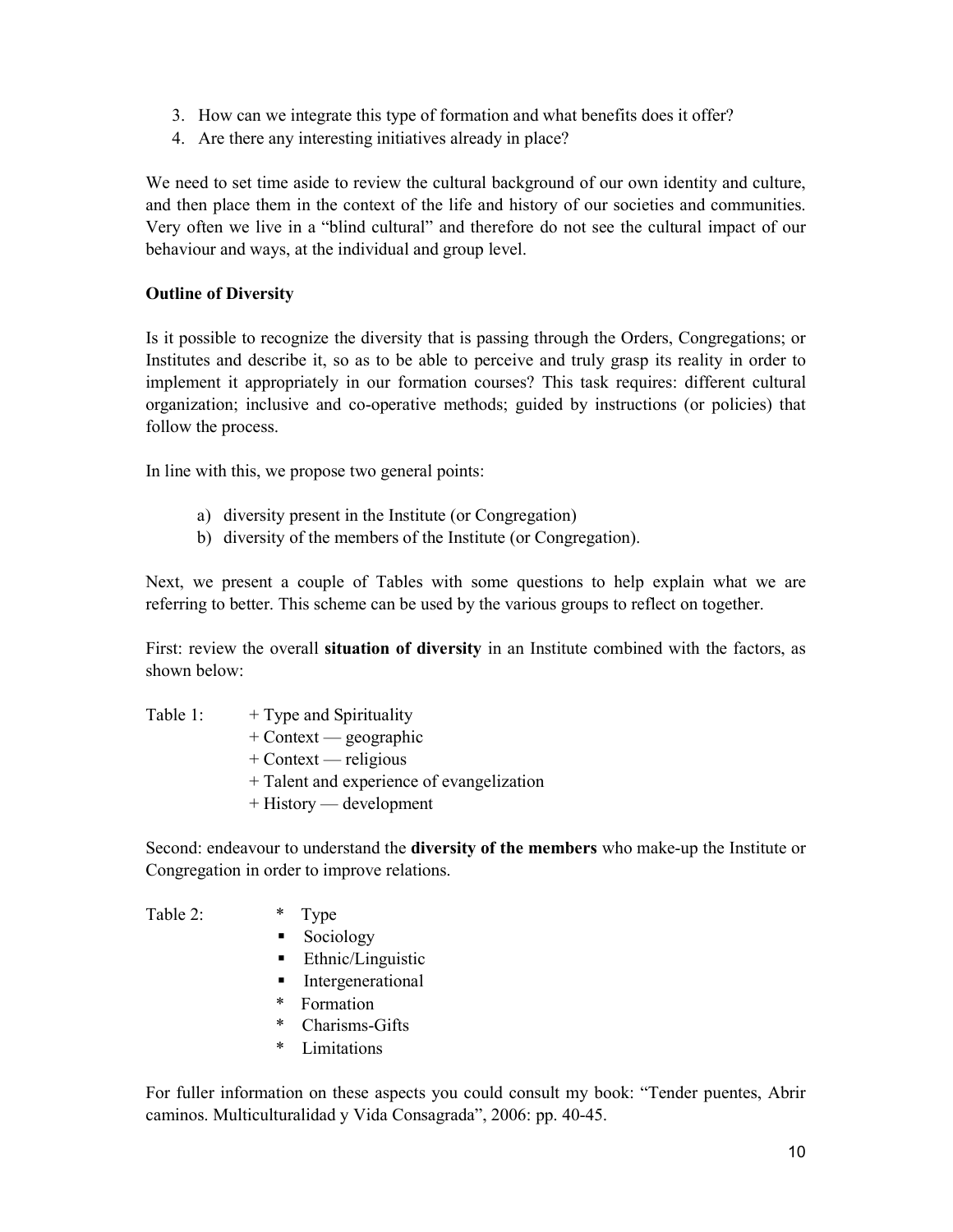3. How can we integrate this type of formation and what benefits does it offer?
4. Are there any interesting initiatives already in place?

We need to set time aside to review the cultural background of our own identity and culture, and then place them in the context of the life and history of our societies and communities. Very often we live in a "blind cultural" and therefore do not see the cultural impact of our behaviour and ways, at the individual and group level.

**Outline of Diversity**

Is it possible to recognize the diversity that is passing through the Orders, Congregations; or Institutes and describe it, so as to be able to perceive and truly grasp its reality in order to implement it appropriately in our formation courses? This task requires: different cultural organization; inclusive and co-operative methods; guided by instructions (or policies) that follow the process.

In line with this, we propose two general points:

a) diversity present in the Institute (or Congregation)
b) diversity of the members of the Institute (or Congregation).

Next, we present a couple of Tables with some questions to help explain what we are referring to better. This scheme can be used by the various groups to reflect on together.

First: review the overall **situation of diversity** in an Institute combined with the factors, as shown below:

Table 1:
+ Type and Spirituality
+ Context — geographic
+ Context — religious
+ Talent and experience of evangelization
+ History — development

Second: endeavour to understand the **diversity of the members** who make-up the Institute or Congregation in order to improve relations.

Table 2:
* Type
  - Sociology
  - Ethnic/Linguistic
  - Intergenerational
* Formation
* Charisms-Gifts
* Limitations

For fuller information on these aspects you could consult my book: "Tender puentes, Abrir caminos. Multiculturalidad y Vida Consagrada", 2006: pp. 40-45.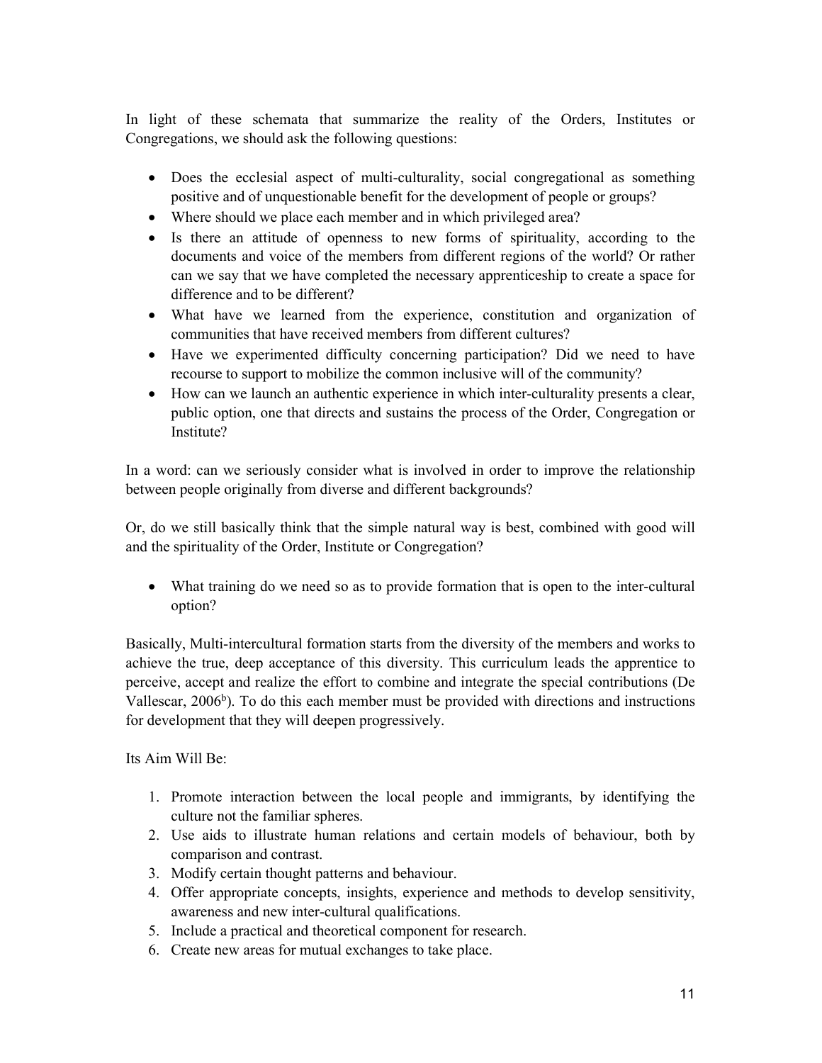In light of these schemata that summarize the reality of the Orders, Institutes or Congregations, we should ask the following questions:

- Does the ecclesial aspect of multi-culturality, social congregational as something positive and of unquestionable benefit for the development of people or groups?
- Where should we place each member and in which privileged area?
- Is there an attitude of openness to new forms of spirituality, according to the documents and voice of the members from different regions of the world? Or rather can we say that we have completed the necessary apprenticeship to create a space for difference and to be different?
- What have we learned from the experience, constitution and organization of communities that have received members from different cultures?
- Have we experimented difficulty concerning participation? Did we need to have recourse to support to mobilize the common inclusive will of the community?
- How can we launch an authentic experience in which inter-culturality presents a clear, public option, one that directs and sustains the process of the Order, Congregation or Institute?

In a word: can we seriously consider what is involved in order to improve the relationship between people originally from diverse and different backgrounds?

Or, do we still basically think that the simple natural way is best, combined with good will and the spirituality of the Order, Institute or Congregation?

- What training do we need so as to provide formation that is open to the inter-cultural option?

Basically, Multi-intercultural formation starts from the diversity of the members and works to achieve the true, deep acceptance of this diversity. This curriculum leads the apprentice to perceive, accept and realize the effort to combine and integrate the special contributions (De Vallescar, 2006[b]). To do this each member must be provided with directions and instructions for development that they will deepen progressively.

Its Aim Will Be:

1. Promote interaction between the local people and immigrants, by identifying the culture not the familiar spheres.
2. Use aids to illustrate human relations and certain models of behaviour, both by comparison and contrast.
3. Modify certain thought patterns and behaviour.
4. Offer appropriate concepts, insights, experience and methods to develop sensitivity, awareness and new inter-cultural qualifications.
5. Include a practical and theoretical component for research.
6. Create new areas for mutual exchanges to take place.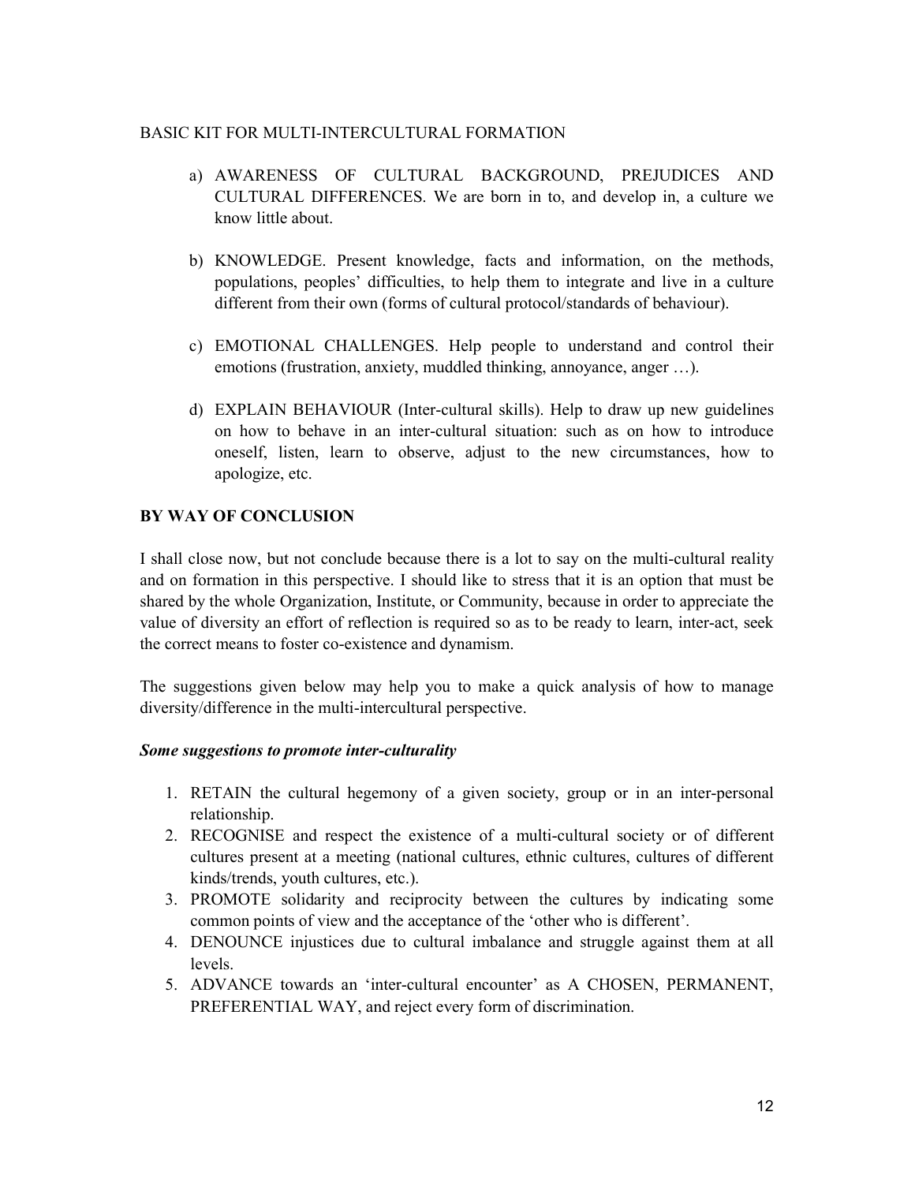BASIC KIT FOR MULTI-INTERCULTURAL FORMATION

a) AWARENESS OF CULTURAL BACKGROUND, PREJUDICES AND CULTURAL DIFFERENCES. We are born in to, and develop in, a culture we know little about.

b) KNOWLEDGE. Present knowledge, facts and information, on the methods, populations, peoples' difficulties, to help them to integrate and live in a culture different from their own (forms of cultural protocol/standards of behaviour).

c) EMOTIONAL CHALLENGES. Help people to understand and control their emotions (frustration, anxiety, muddled thinking, annoyance, anger …).

d) EXPLAIN BEHAVIOUR (Inter-cultural skills). Help to draw up new guidelines on how to behave in an inter-cultural situation: such as on how to introduce oneself, listen, learn to observe, adjust to the new circumstances, how to apologize, etc.

**BY WAY OF CONCLUSION**

I shall close now, but not conclude because there is a lot to say on the multi-cultural reality and on formation in this perspective. I should like to stress that it is an option that must be shared by the whole Organization, Institute, or Community, because in order to appreciate the value of diversity an effort of reflection is required so as to be ready to learn, inter-act, seek the correct means to foster co-existence and dynamism.

The suggestions given below may help you to make a quick analysis of how to manage diversity/difference in the multi-intercultural perspective.

***Some suggestions to promote inter-culturality***

1. RETAIN the cultural hegemony of a given society, group or in an inter-personal relationship.
2. RECOGNISE and respect the existence of a multi-cultural society or of different cultures present at a meeting (national cultures, ethnic cultures, cultures of different kinds/trends, youth cultures, etc.).
3. PROMOTE solidarity and reciprocity between the cultures by indicating some common points of view and the acceptance of the 'other who is different'.
4. DENOUNCE injustices due to cultural imbalance and struggle against them at all levels.
5. ADVANCE towards an 'inter-cultural encounter' as A CHOSEN, PERMANENT, PREFERENTIAL WAY, and reject every form of discrimination.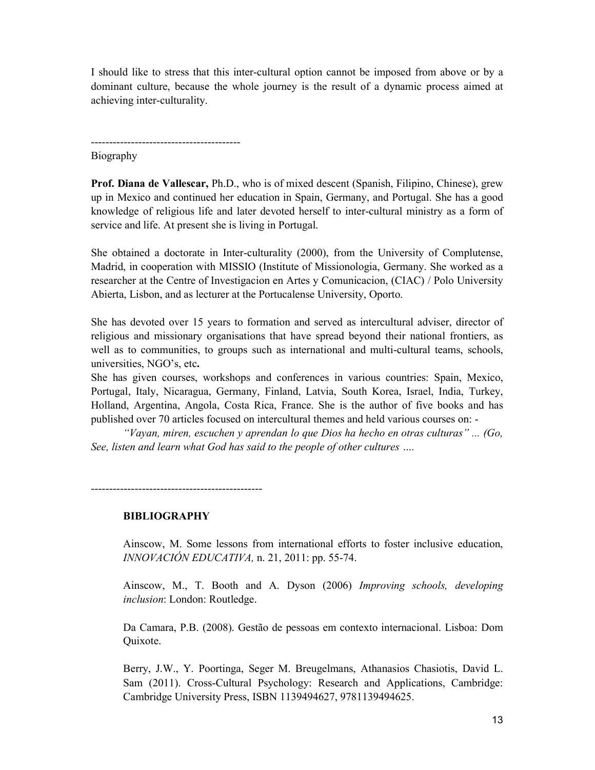I should like to stress that this inter-cultural option cannot be imposed from above or by a dominant culture, because the whole journey is the result of a dynamic process aimed at achieving inter-culturality.

-----------------------------------------

Biography

**Prof. Diana de Vallescar,** Ph.D., who is of mixed descent (Spanish, Filipino, Chinese), grew up in Mexico and continued her education in Spain, Germany, and Portugal. She has a good knowledge of religious life and later devoted herself to inter-cultural ministry as a form of service and life. At present she is living in Portugal.

She obtained a doctorate in Inter-culturality (2000), from the University of Complutense, Madrid, in cooperation with MISSIO (Institute of Missionologia, Germany. She worked as a researcher at the Centre of Investigacion en Artes y Comunicacion, (CIAC) / Polo University Abierta, Lisbon, and as lecturer at the Portucalense University, Oporto.

She has devoted over 15 years to formation and served as intercultural adviser, director of religious and missionary organisations that have spread beyond their national frontiers, as well as to communities, to groups such as international and multi-cultural teams, schools, universities, NGO's, etc**.**
She has given courses, workshops and conferences in various countries: Spain, Mexico, Portugal, Italy, Nicaragua, Germany, Finland, Latvia, South Korea, Israel, India, Turkey, Holland, Argentina, Angola, Costa Rica, France. She is the author of five books and has published over 70 articles focused on intercultural themes and held various courses on: -

*"Vayan, miren, escuchen y aprendan lo que Dios ha hecho en otras culturas" ... (Go, See, listen and learn what God has said to the people of other cultures ….*

-----------------------------------------------

**BIBLIOGRAPHY**

Ainscow, M. Some lessons from international efforts to foster inclusive education, *INNOVACIÓN EDUCATIVA,* n. 21, 2011: pp. 55-74.

Ainscow, M., T. Booth and A. Dyson (2006) *Improving schools, developing inclusion*: London: Routledge.

Da Camara, P.B. (2008). Gestão de pessoas em contexto internacional. Lisboa: Dom Quixote.

Berry, J.W., Y. Poortinga, Seger M. Breugelmans, Athanasios Chasiotis, David L. Sam (2011). Cross-Cultural Psychology: Research and Applications, Cambridge: Cambridge University Press, ISBN 1139494627, 9781139494625.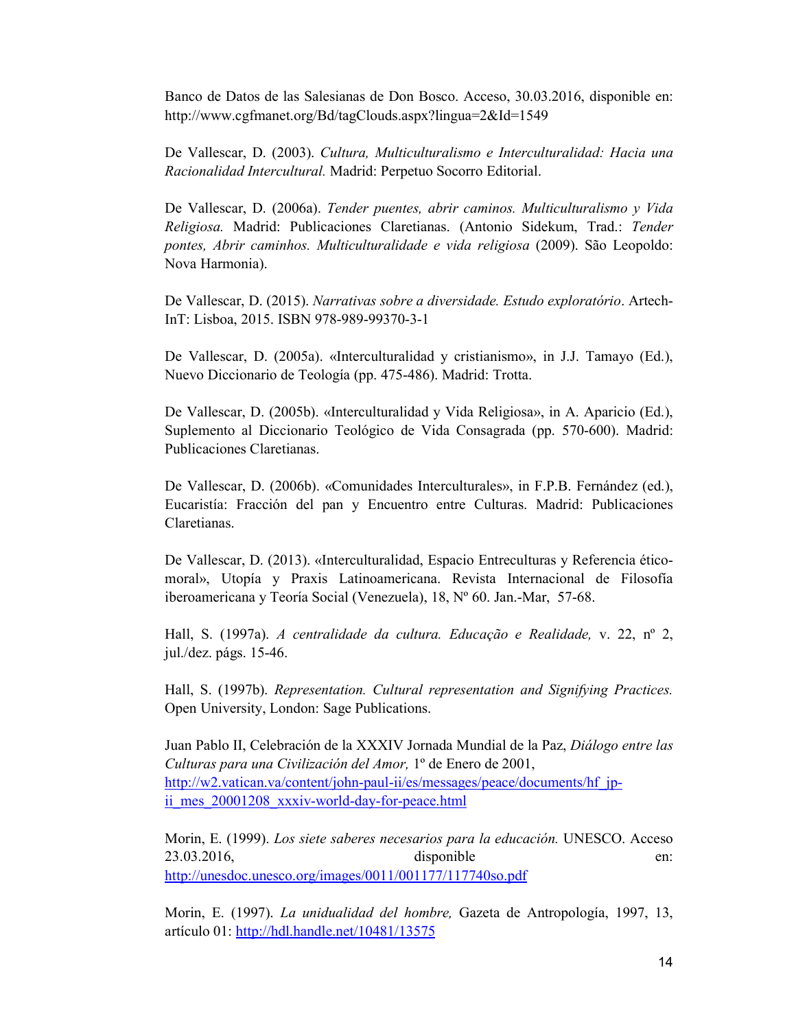Banco de Datos de las Salesianas de Don Bosco. Acceso, 30.03.2016, disponible en: http://www.cgfmanet.org/Bd/tagClouds.aspx?lingua=2&Id=1549

De Vallescar, D. (2003). *Cultura, Multiculturalismo e Interculturalidad: Hacia una Racionalidad Intercultural.* Madrid: Perpetuo Socorro Editorial.

De Vallescar, D. (2006a). *Tender puentes, abrir caminos. Multiculturalismo y Vida Religiosa.* Madrid: Publicaciones Claretianas. (Antonio Sidekum, Trad.: *Tender pontes, Abrir caminhos. Multiculturalidade e vida religiosa* (2009). São Leopoldo: Nova Harmonia).

De Vallescar, D. (2015). *Narrativas sobre a diversidade. Estudo exploratório*. Artech-InT: Lisboa, 2015. ISBN 978-989-99370-3-1

De Vallescar, D. (2005a). «Interculturalidad y cristianismo», in J.J. Tamayo (Ed.), Nuevo Diccionario de Teología (pp. 475-486). Madrid: Trotta.

De Vallescar, D. (2005b). «Interculturalidad y Vida Religiosa», in A. Aparicio (Ed.), Suplemento al Diccionario Teológico de Vida Consagrada (pp. 570-600). Madrid: Publicaciones Claretianas.

De Vallescar, D. (2006b). «Comunidades Interculturales», in F.P.B. Fernández (ed.), Eucaristía: Fracción del pan y Encuentro entre Culturas. Madrid: Publicaciones Claretianas.

De Vallescar, D. (2013). «Interculturalidad, Espacio Entreculturas y Referencia ético-moral», Utopía y Praxis Latinoamericana. Revista Internacional de Filosofía iberoamericana y Teoría Social (Venezuela), 18, Nº 60. Jan.-Mar, 57-68.

Hall, S. (1997a). *A centralidade da cultura. Educação e Realidade,* v. 22, nº 2, jul./dez. págs. 15-46.

Hall, S. (1997b). *Representation. Cultural representation and Signifying Practices.* Open University, London: Sage Publications.

Juan Pablo II, Celebración de la XXXIV Jornada Mundial de la Paz, *Diálogo entre las Culturas para una Civilización del Amor,* 1º de Enero de 2001, http://w2.vatican.va/content/john-paul-ii/es/messages/peace/documents/hf_jp-ii_mes_20001208_xxxiv-world-day-for-peace.html

Morin, E. (1999). *Los siete saberes necesarios para la educación.* UNESCO. Acceso 23.03.2016, disponible en: http://unesdoc.unesco.org/images/0011/001177/117740so.pdf

Morin, E. (1997). *La unidualidad del hombre,* Gazeta de Antropología, 1997, 13, artículo 01: http://hdl.handle.net/10481/13575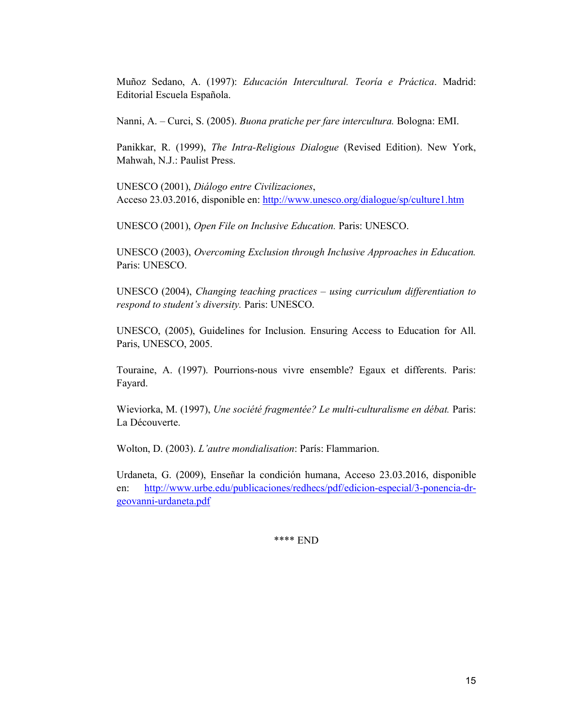Muñoz Sedano, A. (1997): *Educación Intercultural. Teoría e Práctica*. Madrid: Editorial Escuela Española.

Nanni, A. – Curci, S. (2005). *Buona pratiche per fare intercultura.* Bologna: EMI.

Panikkar, R. (1999), *The Intra-Religious Dialogue* (Revised Edition). New York, Mahwah, N.J.: Paulist Press.

UNESCO (2001), *Diálogo entre Civilizaciones*,
Acceso 23.03.2016, disponible en: http://www.unesco.org/dialogue/sp/culture1.htm

UNESCO (2001), *Open File on Inclusive Education.* Paris: UNESCO.

UNESCO (2003), *Overcoming Exclusion through Inclusive Approaches in Education.* Paris: UNESCO.

UNESCO (2004), *Changing teaching practices – using curriculum differentiation to respond to student's diversity.* Paris: UNESCO.

UNESCO, (2005), Guidelines for Inclusion. Ensuring Access to Education for All. Paris, UNESCO, 2005.

Touraine, A. (1997). Pourrions-nous vivre ensemble? Egaux et differents. Paris: Fayard.

Wieviorka, M. (1997), *Une société fragmentée? Le multi-culturalisme en débat.* Paris: La Découverte.

Wolton, D. (2003). *L'autre mondialisation*: París: Flammarion.

Urdaneta, G. (2009), Enseñar la condición humana, Acceso 23.03.2016, disponible en: http://www.urbe.edu/publicaciones/redhecs/pdf/edicion-especial/3-ponencia-dr-geovanni-urdaneta.pdf

**** END